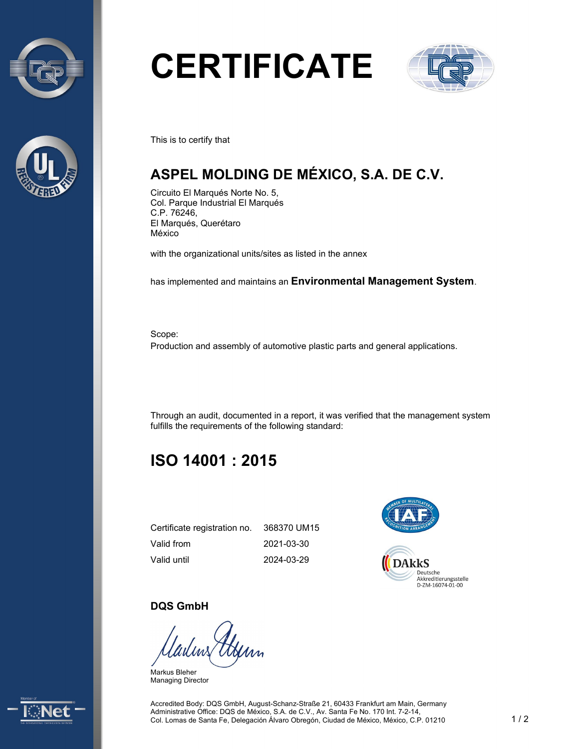# CERTIFICATE

This is to certify that

## ASPEL MOLDING DE MÉXICO, S.A. DE C.V.

Circuito El Marqués Norte No. 5,
Col. Parque Industrial El Marqués
C.P. 76246,
El Marqués, Querétaro
México

with the organizational units/sites as listed in the annex

has implemented and maintains an **Environmental Management System**.

Scope:
Production and assembly of automotive plastic parts and general applications.

Through an audit, documented in a report, it was verified that the management system fulfills the requirements of the following standard:

## ISO 14001 : 2015

| | |
|---|---|
| Certificate registration no. | 368370 UM15 |
| Valid from | 2021-03-30 |
| Valid until | 2024-03-29 |

DAkkS
Deutsche Akkreditierungsstelle
D-ZM-16074-01-00

**DQS GmbH**

Markus Bleher
Managing Director

Accredited Body: DQS GmbH, August-Schanz-Straße 21, 60433 Frankfurt am Main, Germany
Administrative Office: DQS de México, S.A. de C.V., Av. Santa Fe No. 170 Int. 7-2-14,
Col. Lomas de Santa Fe, Delegación Álvaro Obregón, Ciudad de México, México, C.P. 01210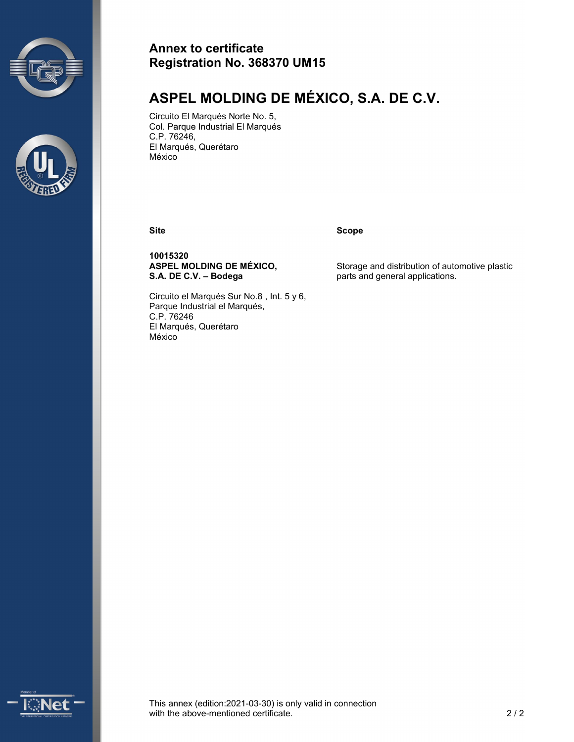# Annex to certificate
# Registration No. 368370 UM15

## ASPEL MOLDING DE MÉXICO, S.A. DE C.V.

Circuito El Marqués Norte No. 5,
Col. Parque Industrial El Marqués
C.P. 76246,
El Marqués, Querétaro
México

| Site | Scope |
| --- | --- |
| **10015320**<br>**ASPEL MOLDING DE MÉXICO, S.A. DE C.V. – Bodega**<br><br>Circuito el Marqués Sur No.8 , Int. 5 y 6,<br>Parque Industrial el Marqués,<br>C.P. 76246<br>El Marqués, Querétaro<br>México | Storage and distribution of automotive plastic parts and general applications. |

This annex (edition:2021-03-30) is only valid in connection with the above-mentioned certificate.